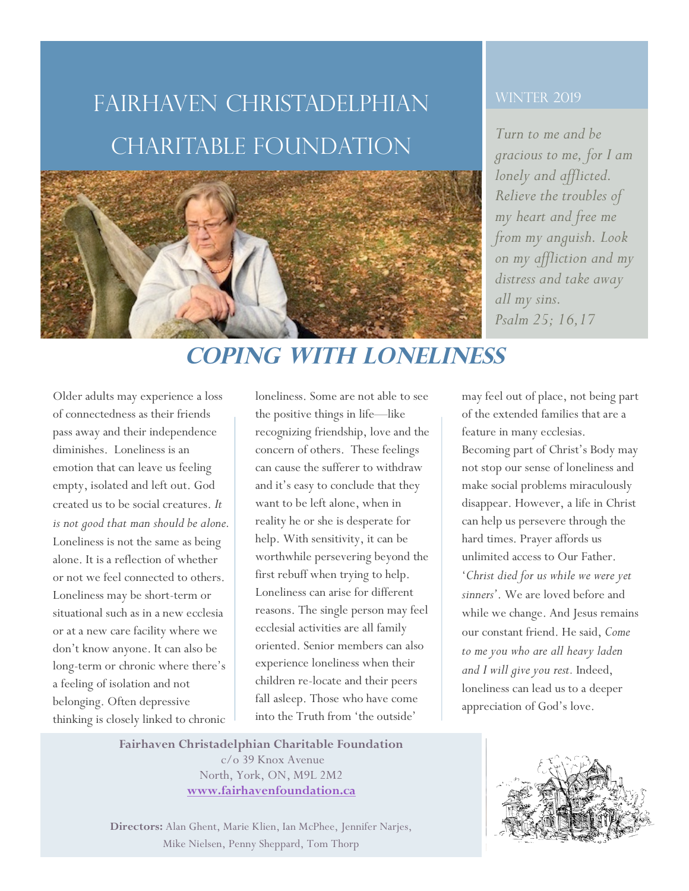# Fairhaven Christadelphian Charitable Foundation

WINTER 2019

*Turn to me and be gracious to me, for I am lonely and afflicted. Relieve the troubles of my heart and free me from my anguish. Look on my affliction and my distress and take away all my sins.*
*Psalm 25; 16,17*

## *Coping with Loneliness*

Older adults may experience a loss of connectedness as their friends pass away and their independence diminishes. Loneliness is an emotion that can leave us feeling empty, isolated and left out. God created us to be social creatures. *It is not good that man should be alone.* Loneliness is not the same as being alone. It is a reflection of whether or not we feel connected to others. Loneliness may be short-term or situational such as in a new ecclesia or at a new care facility where we don't know anyone. It can also be long-term or chronic where there's a feeling of isolation and not belonging. Often depressive thinking is closely linked to chronic loneliness. Some are not able to see the positive things in life—like recognizing friendship, love and the concern of others. These feelings can cause the sufferer to withdraw and it's easy to conclude that they want to be left alone, when in reality he or she is desperate for help. With sensitivity, it can be worthwhile persevering beyond the first rebuff when trying to help. Loneliness can arise for different reasons. The single person may feel ecclesial activities are all family oriented. Senior members can also experience loneliness when their children re-locate and their peers fall asleep. Those who have come into the Truth from 'the outside' may feel out of place, not being part of the extended families that are a feature in many ecclesias. Becoming part of Christ's Body may not stop our sense of loneliness and make social problems miraculously disappear. However, a life in Christ can help us persevere through the hard times. Prayer affords us unlimited access to Our Father. '*Christ died for us while we were yet sinners*'. We are loved before and while we change. And Jesus remains our constant friend. He said, *Come to me you who are all heavy laden and I will give you rest.* Indeed, loneliness can lead us to a deeper appreciation of God's love.

**Fairhaven Christadelphian Charitable Foundation**
c/o 39 Knox Avenue
North, York, ON, M9L 2M2
**www.fairhavenfoundation.ca**

**Directors:** Alan Ghent, Marie Klien, Ian McPhee, Jennifer Narjes, Mike Nielsen, Penny Sheppard, Tom Thorp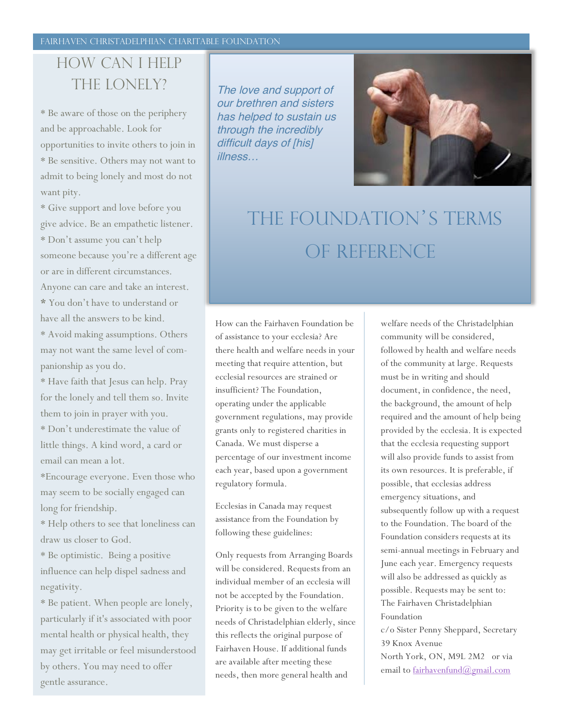# HOW CAN I HELP THE LONELY?

* Be aware of those on the periphery and be approachable. Look for opportunities to invite others to join in
* Be sensitive. Others may not want to admit to being lonely and most do not want pity.
* Give support and love before you give advice. Be an empathetic listener.
* Don't assume you can't help someone because you're a different age or are in different circumstances. Anyone can care and take an interest.
* You don't have to understand or have all the answers to be kind.
* Avoid making assumptions. Others may not want the same level of companionship as you do.
* Have faith that Jesus can help. Pray for the lonely and tell them so. Invite them to join in prayer with you.
* Don't underestimate the value of little things. A kind word, a card or email can mean a lot.
*Encourage everyone. Even those who may seem to be socially engaged can long for friendship.
* Help others to see that loneliness can draw us closer to God.
* Be optimistic. Being a positive influence can help dispel sadness and negativity.
* Be patient. When people are lonely, particularly if it's associated with poor mental health or physical health, they may get irritable or feel misunderstood by others. You may need to offer gentle assurance.

*The love and support of our brethren and sisters has helped to sustain us through the incredibly difficult days of [his] illness…*

# THE FOUNDATION'S TERMS OF REFERENCE

How can the Fairhaven Foundation be of assistance to your ecclesia? Are there health and welfare needs in your meeting that require attention, but ecclesial resources are strained or insufficient? The Foundation, operating under the applicable government regulations, may provide grants only to registered charities in Canada. We must disperse a percentage of our investment income each year, based upon a government regulatory formula.

Ecclesias in Canada may request assistance from the Foundation by following these guidelines:

Only requests from Arranging Boards will be considered. Requests from an individual member of an ecclesia will not be accepted by the Foundation. Priority is to be given to the welfare needs of Christadelphian elderly, since this reflects the original purpose of Fairhaven House. If additional funds are available after meeting these needs, then more general health and welfare needs of the Christadelphian community will be considered, followed by health and welfare needs of the community at large. Requests must be in writing and should document, in confidence, the need, the background, the amount of help required and the amount of help being provided by the ecclesia. It is expected that the ecclesia requesting support will also provide funds to assist from its own resources. It is preferable, if possible, that ecclesias address emergency situations, and subsequently follow up with a request to the Foundation. The board of the Foundation considers requests at its semi-annual meetings in February and June each year. Emergency requests will also be addressed as quickly as possible. Requests may be sent to:
The Fairhaven Christadelphian Foundation
c/o Sister Penny Sheppard, Secretary
39 Knox Avenue
North York, ON, M9L 2M2 or via email to fairhavenfund@gmail.com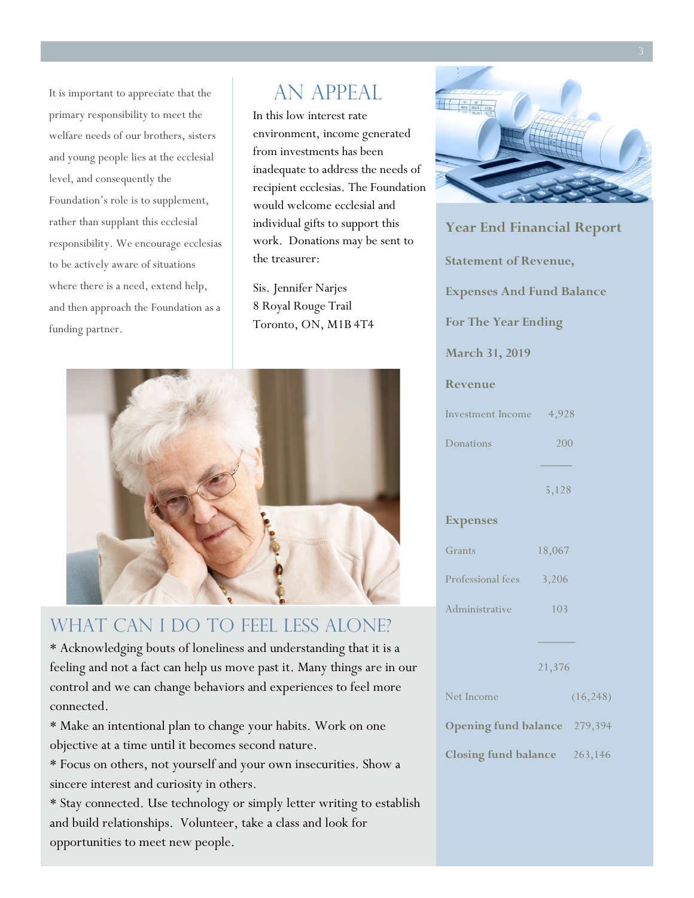It is important to appreciate that the primary responsibility to meet the welfare needs of our brothers, sisters and young people lies at the ecclesial level, and consequently the Foundation's role is to supplement, rather than supplant this ecclesial responsibility. We encourage ecclesias to be actively aware of situations where there is a need, extend help, and then approach the Foundation as a funding partner.

## AN APPEAL

In this low interest rate environment, income generated from investments has been inadequate to address the needs of recipient ecclesias. The Foundation would welcome ecclesial and individual gifts to support this work. Donations may be sent to the treasurer:

Sis. Jennifer Narjes
8 Royal Rouge Trail
Toronto, ON, M1B 4T4

## WHAT CAN I DO TO FEEL LESS ALONE?

* Acknowledging bouts of loneliness and understanding that it is a feeling and not a fact can help us move past it. Many things are in our control and we can change behaviors and experiences to feel more connected.
* Make an intentional plan to change your habits. Work on one objective at a time until it becomes second nature.
* Focus on others, not yourself and your own insecurities. Show a sincere interest and curiosity in others.
* Stay connected. Use technology or simply letter writing to establish and build relationships. Volunteer, take a class and look for opportunities to meet new people.

## Year End Financial Report

**Statement of Revenue, Expenses And Fund Balance For The Year Ending March 31, 2019**

| | | |
|---|---|---|
| **Revenue** | | |
| Investment Income | 4,928 | |
| Donations | 200 | |
| | 5,128 | |
| **Expenses** | | |
| Grants | 18,067 | |
| Professional fees | 3,206 | |
| Administrative | 103 | |
| | 21,376 | |
| Net Income | | (16,248) |
| **Opening fund balance** | | 279,394 |
| **Closing fund balance** | | 263,146 |